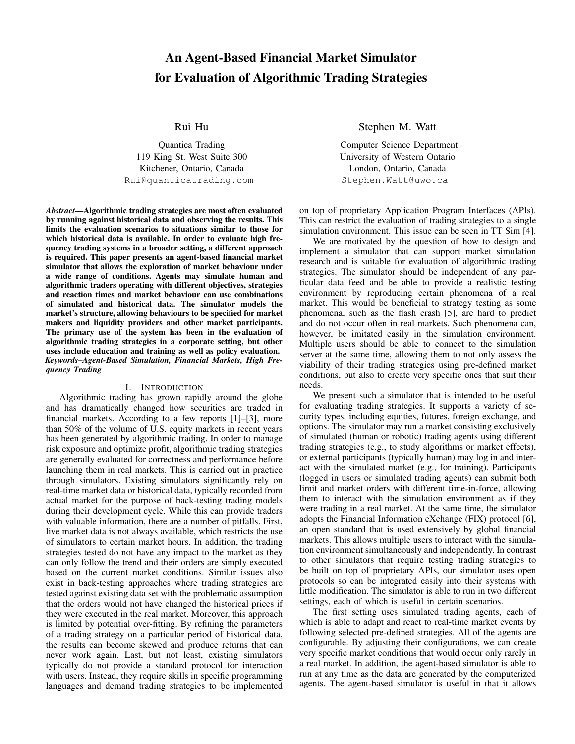# An Agent-Based Financial Market Simulator for Evaluation of Algorithmic Trading Strategies

Rui Hu

Quantica Trading
119 King St. West Suite 300
Kitchener, Ontario, Canada
Rui@quanticatrading.com

Stephen M. Watt

Computer Science Department
University of Western Ontario
London, Ontario, Canada
Stephen.Watt@uwo.ca

***Abstract*—Algorithmic trading strategies are most often evaluated by running against historical data and observing the results. This limits the evaluation scenarios to situations similar to those for which historical data is available. In order to evaluate high frequency trading systems in a broader setting, a different approach is required. This paper presents an agent-based financial market simulator that allows the exploration of market behaviour under a wide range of conditions. Agents may simulate human and algorithmic traders operating with different objectives, strategies and reaction times and market behaviour can use combinations of simulated and historical data. The simulator models the market's structure, allowing behaviours to be specified for market makers and liquidity providers and other market participants. The primary use of the system has been in the evaluation of algorithmic trading strategies in a corporate setting, but other uses include education and training as well as policy evaluation.**

***Keywords*–*Agent-Based Simulation, Financial Markets, High Frequency Trading***

## I. Introduction

Algorithmic trading has grown rapidly around the globe and has dramatically changed how securities are traded in financial markets. According to a few reports [1]–[3], more than 50% of the volume of U.S. equity markets in recent years has been generated by algorithmic trading. In order to manage risk exposure and optimize profit, algorithmic trading strategies are generally evaluated for correctness and performance before launching them in real markets. This is carried out in practice through simulators. Existing simulators significantly rely on real-time market data or historical data, typically recorded from actual market for the purpose of back-testing trading models during their development cycle. While this can provide traders with valuable information, there are a number of pitfalls. First, live market data is not always available, which restricts the use of simulators to certain market hours. In addition, the trading strategies tested do not have any impact to the market as they can only follow the trend and their orders are simply executed based on the current market conditions. Similar issues also exist in back-testing approaches where trading strategies are tested against existing data set with the problematic assumption that the orders would not have changed the historical prices if they were executed in the real market. Moreover, this approach is limited by potential over-fitting. By refining the parameters of a trading strategy on a particular period of historical data, the results can become skewed and produce returns that can never work again. Last, but not least, existing simulators typically do not provide a standard protocol for interaction with users. Instead, they require skills in specific programming languages and demand trading strategies to be implemented on top of proprietary Application Program Interfaces (APIs). This can restrict the evaluation of trading strategies to a single simulation environment. This issue can be seen in TT Sim [4].

We are motivated by the question of how to design and implement a simulator that can support market simulation research and is suitable for evaluation of algorithmic trading strategies. The simulator should be independent of any particular data feed and be able to provide a realistic testing environment by reproducing certain phenomena of a real market. This would be beneficial to strategy testing as some phenomena, such as the flash crash [5], are hard to predict and do not occur often in real markets. Such phenomena can, however, be imitated easily in the simulation environment. Multiple users should be able to connect to the simulation server at the same time, allowing them to not only assess the viability of their trading strategies using pre-defined market conditions, but also to create very specific ones that suit their needs.

We present such a simulator that is intended to be useful for evaluating trading strategies. It supports a variety of security types, including equities, futures, foreign exchange, and options. The simulator may run a market consisting exclusively of simulated (human or robotic) trading agents using different trading strategies (e.g., to study algorithms or market effects), or external participants (typically human) may log in and interact with the simulated market (e.g., for training). Participants (logged in users or simulated trading agents) can submit both limit and market orders with different time-in-force, allowing them to interact with the simulation environment as if they were trading in a real market. At the same time, the simulator adopts the Financial Information eXchange (FIX) protocol [6], an open standard that is used extensively by global financial markets. This allows multiple users to interact with the simulation environment simultaneously and independently. In contrast to other simulators that require testing trading strategies to be built on top of proprietary APIs, our simulator uses open protocols so can be integrated easily into their systems with little modification. The simulator is able to run in two different settings, each of which is useful in certain scenarios.

The first setting uses simulated trading agents, each of which is able to adapt and react to real-time market events by following selected pre-defined strategies. All of the agents are configurable. By adjusting their configurations, we can create very specific market conditions that would occur only rarely in a real market. In addition, the agent-based simulator is able to run at any time as the data are generated by the computerized agents. The agent-based simulator is useful in that it allows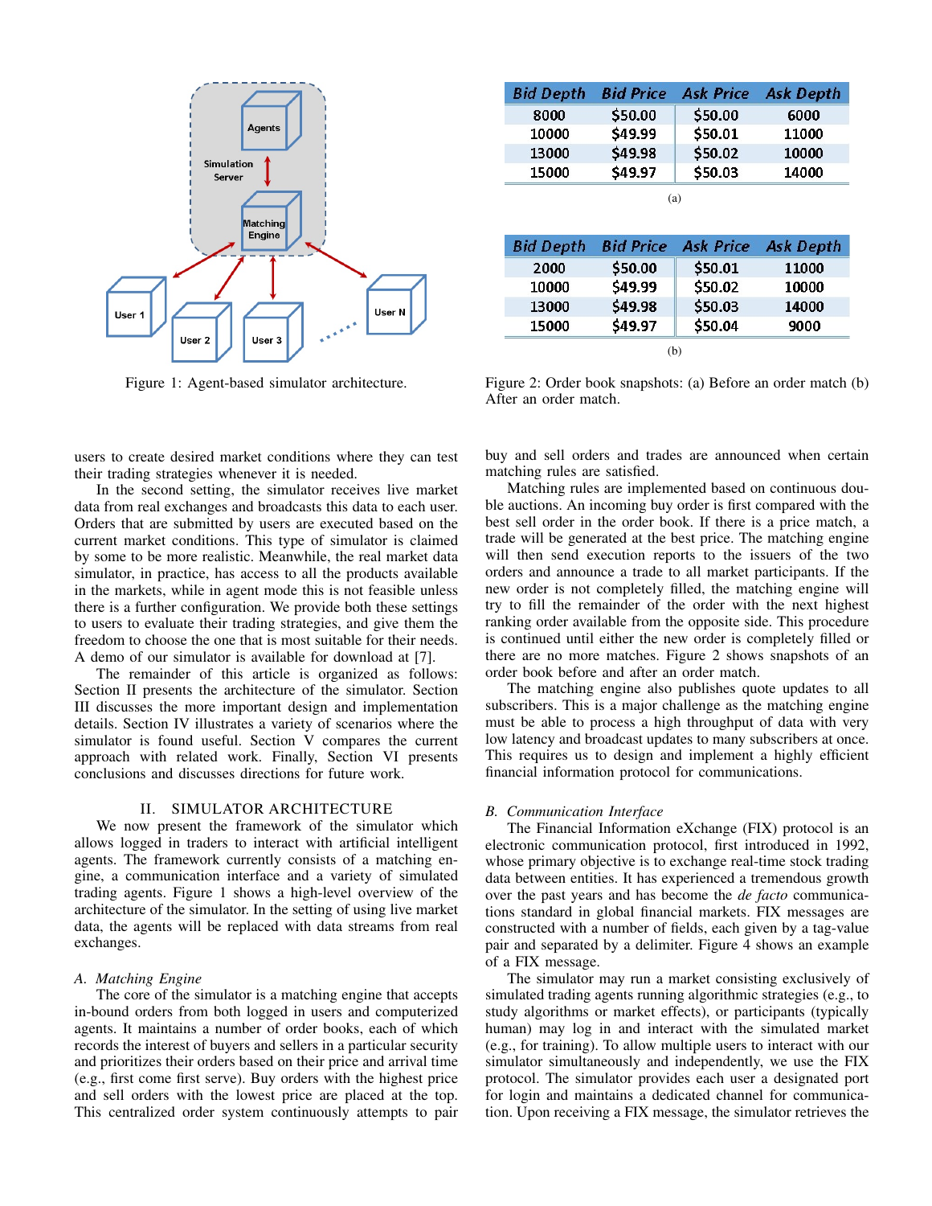Figure 1: Agent-based simulator architecture.

| Bid Depth | Bid Price | Ask Price | Ask Depth |
|---|---|---|---|
| 8000 | $50.00 | $50.00 | 6000 |
| 10000 | $49.99 | $50.01 | 11000 |
| 13000 | $49.98 | $50.02 | 10000 |
| 15000 | $49.97 | $50.03 | 14000 |

(a)

| Bid Depth | Bid Price | Ask Price | Ask Depth |
|---|---|---|---|
| 2000 | $50.00 | $50.01 | 11000 |
| 10000 | $49.99 | $50.02 | 10000 |
| 13000 | $49.98 | $50.03 | 14000 |
| 15000 | $49.97 | $50.04 | 9000 |

(b)

Figure 2: Order book snapshots: (a) Before an order match (b) After an order match.

users to create desired market conditions where they can test their trading strategies whenever it is needed.

In the second setting, the simulator receives live market data from real exchanges and broadcasts this data to each user. Orders that are submitted by users are executed based on the current market conditions. This type of simulator is claimed by some to be more realistic. Meanwhile, the real market data simulator, in practice, has access to all the products available in the markets, while in agent mode this is not feasible unless there is a further configuration. We provide both these settings to users to evaluate their trading strategies, and give them the freedom to choose the one that is most suitable for their needs. A demo of our simulator is available for download at [7].

The remainder of this article is organized as follows: Section II presents the architecture of the simulator. Section III discusses the more important design and implementation details. Section IV illustrates a variety of scenarios where the simulator is found useful. Section V compares the current approach with related work. Finally, Section VI presents conclusions and discusses directions for future work.

## II. Simulator Architecture

We now present the framework of the simulator which allows logged in traders to interact with artificial intelligent agents. The framework currently consists of a matching engine, a communication interface and a variety of simulated trading agents. Figure 1 shows a high-level overview of the architecture of the simulator. In the setting of using live market data, the agents will be replaced with data streams from real exchanges.

### *A. Matching Engine*

The core of the simulator is a matching engine that accepts in-bound orders from both logged in users and computerized agents. It maintains a number of order books, each of which records the interest of buyers and sellers in a particular security and prioritizes their orders based on their price and arrival time (e.g., first come first serve). Buy orders with the highest price and sell orders with the lowest price are placed at the top. This centralized order system continuously attempts to pair buy and sell orders and trades are announced when certain matching rules are satisfied.

Matching rules are implemented based on continuous double auctions. An incoming buy order is first compared with the best sell order in the order book. If there is a price match, a trade will be generated at the best price. The matching engine will then send execution reports to the issuers of the two orders and announce a trade to all market participants. If the new order is not completely filled, the matching engine will try to fill the remainder of the order with the next highest ranking order available from the opposite side. This procedure is continued until either the new order is completely filled or there are no more matches. Figure 2 shows snapshots of an order book before and after an order match.

The matching engine also publishes quote updates to all subscribers. This is a major challenge as the matching engine must be able to process a high throughput of data with very low latency and broadcast updates to many subscribers at once. This requires us to design and implement a highly efficient financial information protocol for communications.

### *B. Communication Interface*

The Financial Information eXchange (FIX) protocol is an electronic communication protocol, first introduced in 1992, whose primary objective is to exchange real-time stock trading data between entities. It has experienced a tremendous growth over the past years and has become the *de facto* communications standard in global financial markets. FIX messages are constructed with a number of fields, each given by a tag-value pair and separated by a delimiter. Figure 4 shows an example of a FIX message.

The simulator may run a market consisting exclusively of simulated trading agents running algorithmic strategies (e.g., to study algorithms or market effects), or participants (typically human) may log in and interact with the simulated market (e.g., for training). To allow multiple users to interact with our simulator simultaneously and independently, we use the FIX protocol. The simulator provides each user a designated port for login and maintains a dedicated channel for communication. Upon receiving a FIX message, the simulator retrieves the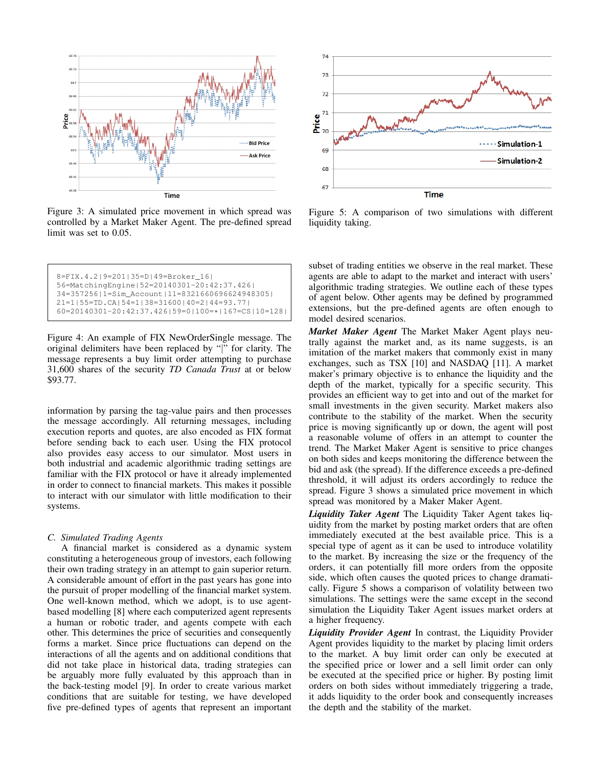Figure 3: A simulated price movement in which spread was controlled by a Market Maker Agent. The pre-defined spread limit was set to 0.05.

```
8=FIX.4.2|9=201|35=D|49=Broker_16|
56=MatchingEngine|52=20140301-20:42:37.426|
34=357256|1=Sim_Account|11=8321660696624948305|
21=1|55=TD.CA|54=1|38=31600|40=2|44=93.77|
60=20140301-20:42:37.426|59=0|100=*|167=CS|10=128|
```

Figure 4: An example of FIX NewOrderSingle message. The original delimiters have been replaced by "|" for clarity. The message represents a buy limit order attempting to purchase 31,600 shares of the security *TD Canada Trust* at or below $93.77.

information by parsing the tag-value pairs and then processes the message accordingly. All returning messages, including execution reports and quotes, are also encoded as FIX format before sending back to each user. Using the FIX protocol also provides easy access to our simulator. Most users in both industrial and academic algorithmic trading settings are familiar with the FIX protocol or have it already implemented in order to connect to financial markets. This makes it possible to interact with our simulator with little modification to their systems.

### C. Simulated Trading Agents

A financial market is considered as a dynamic system constituting a heterogeneous group of investors, each following their own trading strategy in an attempt to gain superior return. A considerable amount of effort in the past years has gone into the pursuit of proper modelling of the financial market system. One well-known method, which we adopt, is to use agent-based modelling [8] where each computerized agent represents a human or robotic trader, and agents compete with each other. This determines the price of securities and consequently forms a market. Since price fluctuations can depend on the interactions of all the agents and on additional conditions that did not take place in historical data, trading strategies can be arguably more fully evaluated by this approach than in the back-testing model [9]. In order to create various market conditions that are suitable for testing, we have developed five pre-defined types of agents that represent an important

Figure 5: A comparison of two simulations with different liquidity taking.

subset of trading entities we observe in the real market. These agents are able to adapt to the market and interact with users' algorithmic trading strategies. We outline each of these types of agent below. Other agents may be defined by programmed extensions, but the pre-defined agents are often enough to model desired scenarios.

***Market Maker Agent*** The Market Maker Agent plays neutrally against the market and, as its name suggests, is an imitation of the market makers that commonly exist in many exchanges, such as TSX [10] and NASDAQ [11]. A market maker's primary objective is to enhance the liquidity and the depth of the market, typically for a specific security. This provides an efficient way to get into and out of the market for small investments in the given security. Market makers also contribute to the stability of the market. When the security price is moving significantly up or down, the agent will post a reasonable volume of offers in an attempt to counter the trend. The Market Maker Agent is sensitive to price changes on both sides and keeps monitoring the difference between the bid and ask (the spread). If the difference exceeds a pre-defined threshold, it will adjust its orders accordingly to reduce the spread. Figure 3 shows a simulated price movement in which spread was monitored by a Maker Maker Agent.

***Liquidity Taker Agent*** The Liquidity Taker Agent takes liquidity from the market by posting market orders that are often immediately executed at the best available price. This is a special type of agent as it can be used to introduce volatility to the market. By increasing the size or the frequency of the orders, it can potentially fill more orders from the opposite side, which often causes the quoted prices to change dramatically. Figure 5 shows a comparison of volatility between two simulations. The settings were the same except in the second simulation the Liquidity Taker Agent issues market orders at a higher frequency.

***Liquidity Provider Agent*** In contrast, the Liquidity Provider Agent provides liquidity to the market by placing limit orders to the market. A buy limit order can only be executed at the specified price or lower and a sell limit order can only be executed at the specified price or higher. By posting limit orders on both sides without immediately triggering a trade, it adds liquidity to the order book and consequently increases the depth and the stability of the market.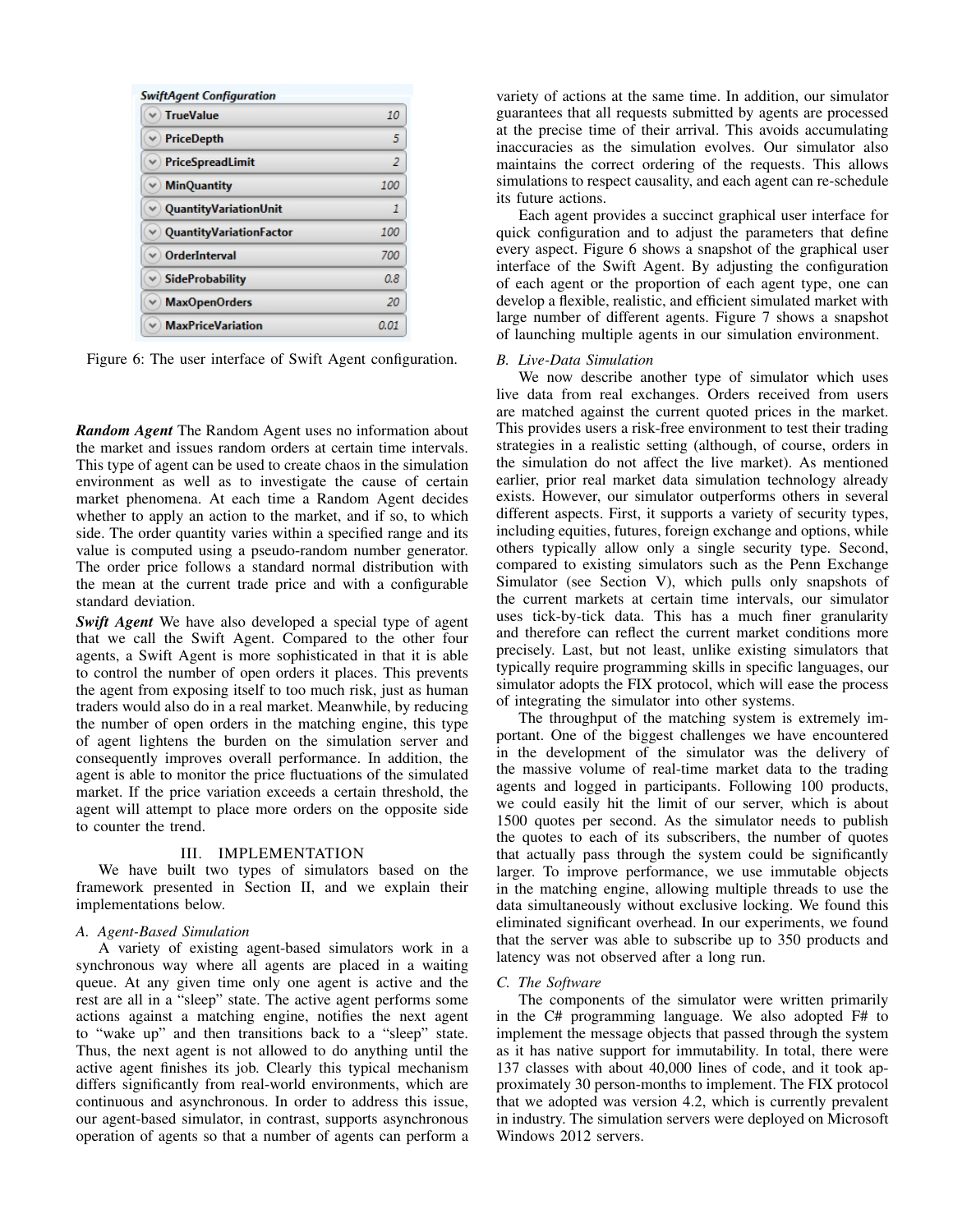| SwiftAgent Configuration | |
|---|---|
| TrueValue | 10 |
| PriceDepth | 5 |
| PriceSpreadLimit | 2 |
| MinQuantity | 100 |
| QuantityVariationUnit | 1 |
| QuantityVariationFactor | 100 |
| OrderInterval | 700 |
| SideProbability | 0.8 |
| MaxOpenOrders | 20 |
| MaxPriceVariation | 0.01 |

Figure 6: The user interface of Swift Agent configuration.

***Random Agent*** The Random Agent uses no information about the market and issues random orders at certain time intervals. This type of agent can be used to create chaos in the simulation environment as well as to investigate the cause of certain market phenomena. At each time a Random Agent decides whether to apply an action to the market, and if so, to which side. The order quantity varies within a specified range and its value is computed using a pseudo-random number generator. The order price follows a standard normal distribution with the mean at the current trade price and with a configurable standard deviation.

***Swift Agent*** We have also developed a special type of agent that we call the Swift Agent. Compared to the other four agents, a Swift Agent is more sophisticated in that it is able to control the number of open orders it places. This prevents the agent from exposing itself to too much risk, just as human traders would also do in a real market. Meanwhile, by reducing the number of open orders in the matching engine, this type of agent lightens the burden on the simulation server and consequently improves overall performance. In addition, the agent is able to monitor the price fluctuations of the simulated market. If the price variation exceeds a certain threshold, the agent will attempt to place more orders on the opposite side to counter the trend.

## III. IMPLEMENTATION

We have built two types of simulators based on the framework presented in Section II, and we explain their implementations below.

### *A. Agent-Based Simulation*

A variety of existing agent-based simulators work in a synchronous way where all agents are placed in a waiting queue. At any given time only one agent is active and the rest are all in a "sleep" state. The active agent performs some actions against a matching engine, notifies the next agent to "wake up" and then transitions back to a "sleep" state. Thus, the next agent is not allowed to do anything until the active agent finishes its job. Clearly this typical mechanism differs significantly from real-world environments, which are continuous and asynchronous. In order to address this issue, our agent-based simulator, in contrast, supports asynchronous operation of agents so that a number of agents can perform a variety of actions at the same time. In addition, our simulator guarantees that all requests submitted by agents are processed at the precise time of their arrival. This avoids accumulating inaccuracies as the simulation evolves. Our simulator also maintains the correct ordering of the requests. This allows simulations to respect causality, and each agent can re-schedule its future actions.

Each agent provides a succinct graphical user interface for quick configuration and to adjust the parameters that define every aspect. Figure 6 shows a snapshot of the graphical user interface of the Swift Agent. By adjusting the configuration of each agent or the proportion of each agent type, one can develop a flexible, realistic, and efficient simulated market with large number of different agents. Figure 7 shows a snapshot of launching multiple agents in our simulation environment.

### *B. Live-Data Simulation*

We now describe another type of simulator which uses live data from real exchanges. Orders received from users are matched against the current quoted prices in the market. This provides users a risk-free environment to test their trading strategies in a realistic setting (although, of course, orders in the simulation do not affect the live market). As mentioned earlier, prior real market data simulation technology already exists. However, our simulator outperforms others in several different aspects. First, it supports a variety of security types, including equities, futures, foreign exchange and options, while others typically allow only a single security type. Second, compared to existing simulators such as the Penn Exchange Simulator (see Section V), which pulls only snapshots of the current markets at certain time intervals, our simulator uses tick-by-tick data. This has a much finer granularity and therefore can reflect the current market conditions more precisely. Last, but not least, unlike existing simulators that typically require programming skills in specific languages, our simulator adopts the FIX protocol, which will ease the process of integrating the simulator into other systems.

The throughput of the matching system is extremely important. One of the biggest challenges we have encountered in the development of the simulator was the delivery of the massive volume of real-time market data to the trading agents and logged in participants. Following 100 products, we could easily hit the limit of our server, which is about 1500 quotes per second. As the simulator needs to publish the quotes to each of its subscribers, the number of quotes that actually pass through the system could be significantly larger. To improve performance, we use immutable objects in the matching engine, allowing multiple threads to use the data simultaneously without exclusive locking. We found this eliminated significant overhead. In our experiments, we found that the server was able to subscribe up to 350 products and latency was not observed after a long run.

### *C. The Software*

The components of the simulator were written primarily in the C# programming language. We also adopted F# to implement the message objects that passed through the system as it has native support for immutability. In total, there were 137 classes with about 40,000 lines of code, and it took approximately 30 person-months to implement. The FIX protocol that we adopted was version 4.2, which is currently prevalent in industry. The simulation servers were deployed on Microsoft Windows 2012 servers.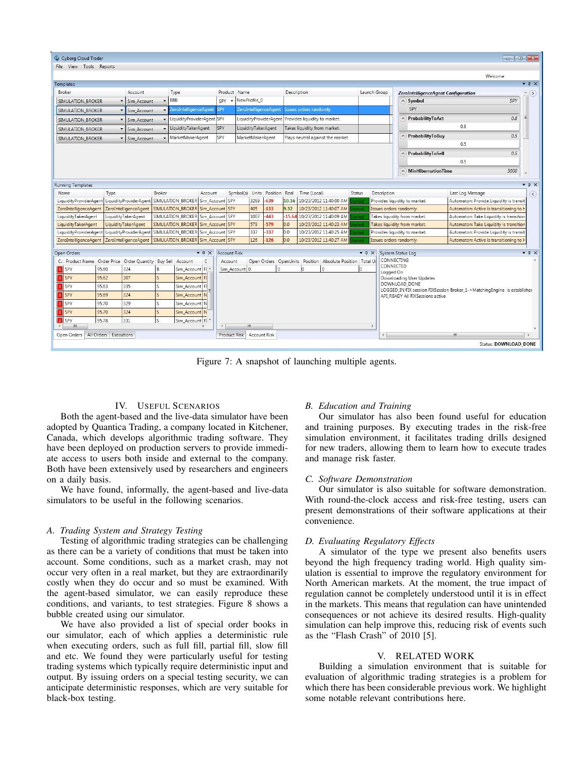Figure 7: A snapshot of launching multiple agents.

## IV. USEFUL SCENARIOS

Both the agent-based and the live-data simulator have been adopted by Quantica Trading, a company located in Kitchener, Canada, which develops algorithmic trading software. They have been deployed on production servers to provide immediate access to users both inside and external to the company. Both have been extensively used by researchers and engineers on a daily basis.

We have found, informally, the agent-based and live-data simulators to be useful in the following scenarios.

### A. Trading System and Strategy Testing

Testing of algorithmic trading strategies can be challenging as there can be a variety of conditions that must be taken into account. Some conditions, such as a market crash, may not occur very often in a real market, but they are extraordinarily costly when they do occur and so must be examined. With the agent-based simulator, we can easily reproduce these conditions, and variants, to test strategies. Figure 8 shows a bubble created using our simulator.

We have also provided a list of special order books in our simulator, each of which applies a deterministic rule when executing orders, such as full fill, partial fill, slow fill and etc. We found they were particularly useful for testing trading systems which typically require deterministic input and output. By issuing orders on a special testing security, we can anticipate deterministic responses, which are very suitable for black-box testing.

### B. Education and Training

Our simulator has also been found useful for education and training purposes. By executing trades in the risk-free simulation environment, it facilitates trading drills designed for new traders, allowing them to learn how to execute trades and manage risk faster.

### C. Software Demonstration

Our simulator is also suitable for software demonstration. With round-the-clock access and risk-free testing, users can present demonstrations of their software applications at their convenience.

### D. Evaluating Regulatory Effects

A simulator of the type we present also benefits users beyond the high frequency trading world. High quality simulation is essential to improve the regulatory environment for North American markets. At the moment, the true impact of regulation cannot be completely understood until it is in effect in the markets. This means that regulation can have unintended consequences or not achieve its desired results. High-quality simulation can help improve this, reducing risk of events such as the "Flash Crash" of 2010 [5].

## V. RELATED WORK

Building a simulation environment that is suitable for evaluation of algorithmic trading strategies is a problem for which there has been considerable previous work. We highlight some notable relevant contributions here.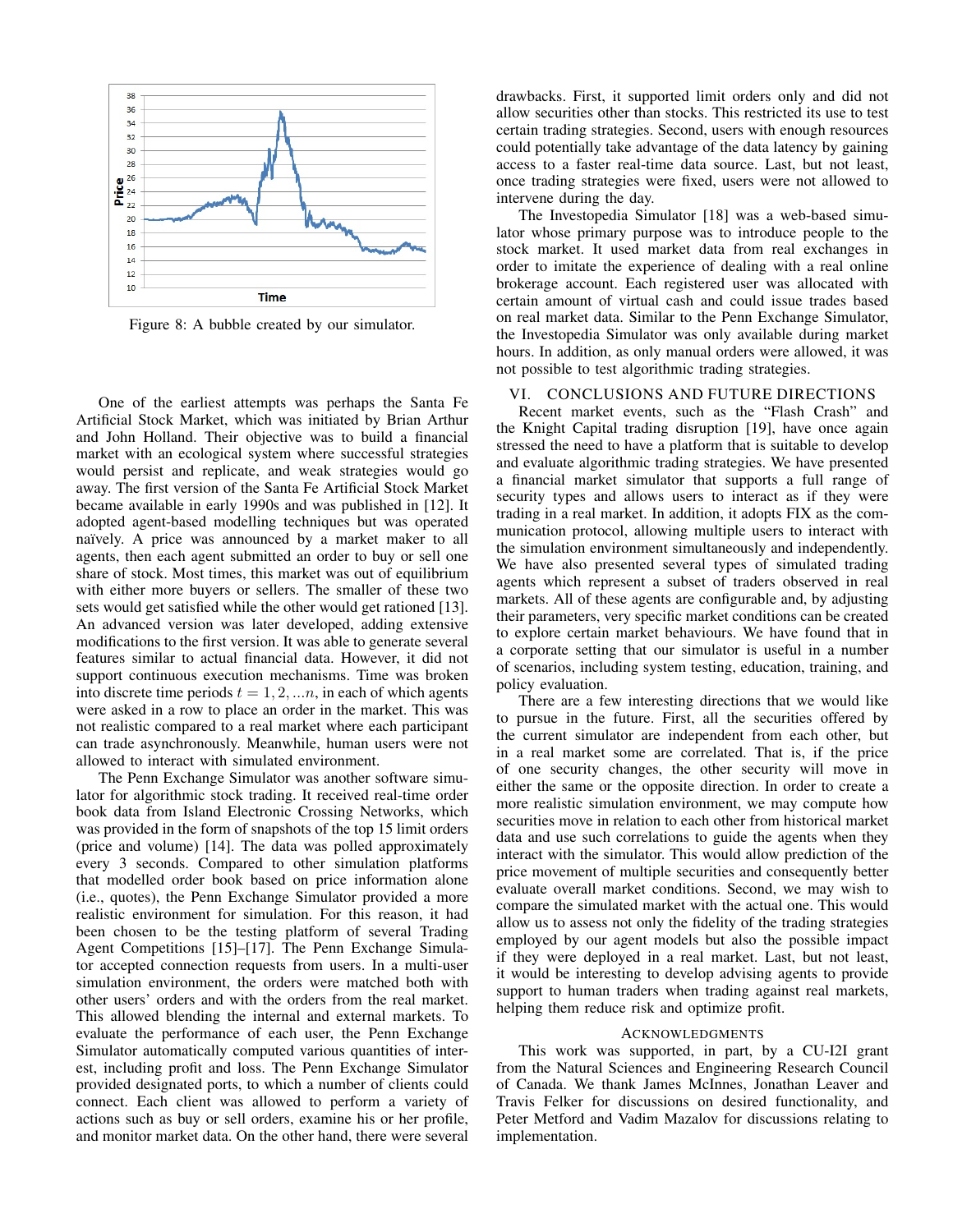Figure 8: A bubble created by our simulator.

One of the earliest attempts was perhaps the Santa Fe Artificial Stock Market, which was initiated by Brian Arthur and John Holland. Their objective was to build a financial market with an ecological system where successful strategies would persist and replicate, and weak strategies would go away. The first version of the Santa Fe Artificial Stock Market became available in early 1990s and was published in [12]. It adopted agent-based modelling techniques but was operated naïvely. A price was announced by a market maker to all agents, then each agent submitted an order to buy or sell one share of stock. Most times, this market was out of equilibrium with either more buyers or sellers. The smaller of these two sets would get satisfied while the other would get rationed [13]. An advanced version was later developed, adding extensive modifications to the first version. It was able to generate several features similar to actual financial data. However, it did not support continuous execution mechanisms. Time was broken into discrete time periods $t = 1, 2, ...n$, in each of which agents were asked in a row to place an order in the market. This was not realistic compared to a real market where each participant can trade asynchronously. Meanwhile, human users were not allowed to interact with simulated environment.

The Penn Exchange Simulator was another software simulator for algorithmic stock trading. It received real-time order book data from Island Electronic Crossing Networks, which was provided in the form of snapshots of the top 15 limit orders (price and volume) [14]. The data was polled approximately every 3 seconds. Compared to other simulation platforms that modelled order book based on price information alone (i.e., quotes), the Penn Exchange Simulator provided a more realistic environment for simulation. For this reason, it had been chosen to be the testing platform of several Trading Agent Competitions [15]–[17]. The Penn Exchange Simulator accepted connection requests from users. In a multi-user simulation environment, the orders were matched both with other users' orders and with the orders from the real market. This allowed blending the internal and external markets. To evaluate the performance of each user, the Penn Exchange Simulator automatically computed various quantities of interest, including profit and loss. The Penn Exchange Simulator provided designated ports, to which a number of clients could connect. Each client was allowed to perform a variety of actions such as buy or sell orders, examine his or her profile, and monitor market data. On the other hand, there were several drawbacks. First, it supported limit orders only and did not allow securities other than stocks. This restricted its use to test certain trading strategies. Second, users with enough resources could potentially take advantage of the data latency by gaining access to a faster real-time data source. Last, but not least, once trading strategies were fixed, users were not allowed to intervene during the day.

The Investopedia Simulator [18] was a web-based simulator whose primary purpose was to introduce people to the stock market. It used market data from real exchanges in order to imitate the experience of dealing with a real online brokerage account. Each registered user was allocated with certain amount of virtual cash and could issue trades based on real market data. Similar to the Penn Exchange Simulator, the Investopedia Simulator was only available during market hours. In addition, as only manual orders were allowed, it was not possible to test algorithmic trading strategies.

## VI. Conclusions and Future Directions

Recent market events, such as the "Flash Crash" and the Knight Capital trading disruption [19], have once again stressed the need to have a platform that is suitable to develop and evaluate algorithmic trading strategies. We have presented a financial market simulator that supports a full range of security types and allows users to interact as if they were trading in a real market. In addition, it adopts FIX as the communication protocol, allowing multiple users to interact with the simulation environment simultaneously and independently. We have also presented several types of simulated trading agents which represent a subset of traders observed in real markets. All of these agents are configurable and, by adjusting their parameters, very specific market conditions can be created to explore certain market behaviours. We have found that in a corporate setting that our simulator is useful in a number of scenarios, including system testing, education, training, and policy evaluation.

There are a few interesting directions that we would like to pursue in the future. First, all the securities offered by the current simulator are independent from each other, but in a real market some are correlated. That is, if the price of one security changes, the other security will move in either the same or the opposite direction. In order to create a more realistic simulation environment, we may compute how securities move in relation to each other from historical market data and use such correlations to guide the agents when they interact with the simulator. This would allow prediction of the price movement of multiple securities and consequently better evaluate overall market conditions. Second, we may wish to compare the simulated market with the actual one. This would allow us to assess not only the fidelity of the trading strategies employed by our agent models but also the possible impact if they were deployed in a real market. Last, but not least, it would be interesting to develop advising agents to provide support to human traders when trading against real markets, helping them reduce risk and optimize profit.

## Acknowledgments

This work was supported, in part, by a CU-I2I grant from the Natural Sciences and Engineering Research Council of Canada. We thank James McInnes, Jonathan Leaver and Travis Felker for discussions on desired functionality, and Peter Metford and Vadim Mazalov for discussions relating to implementation.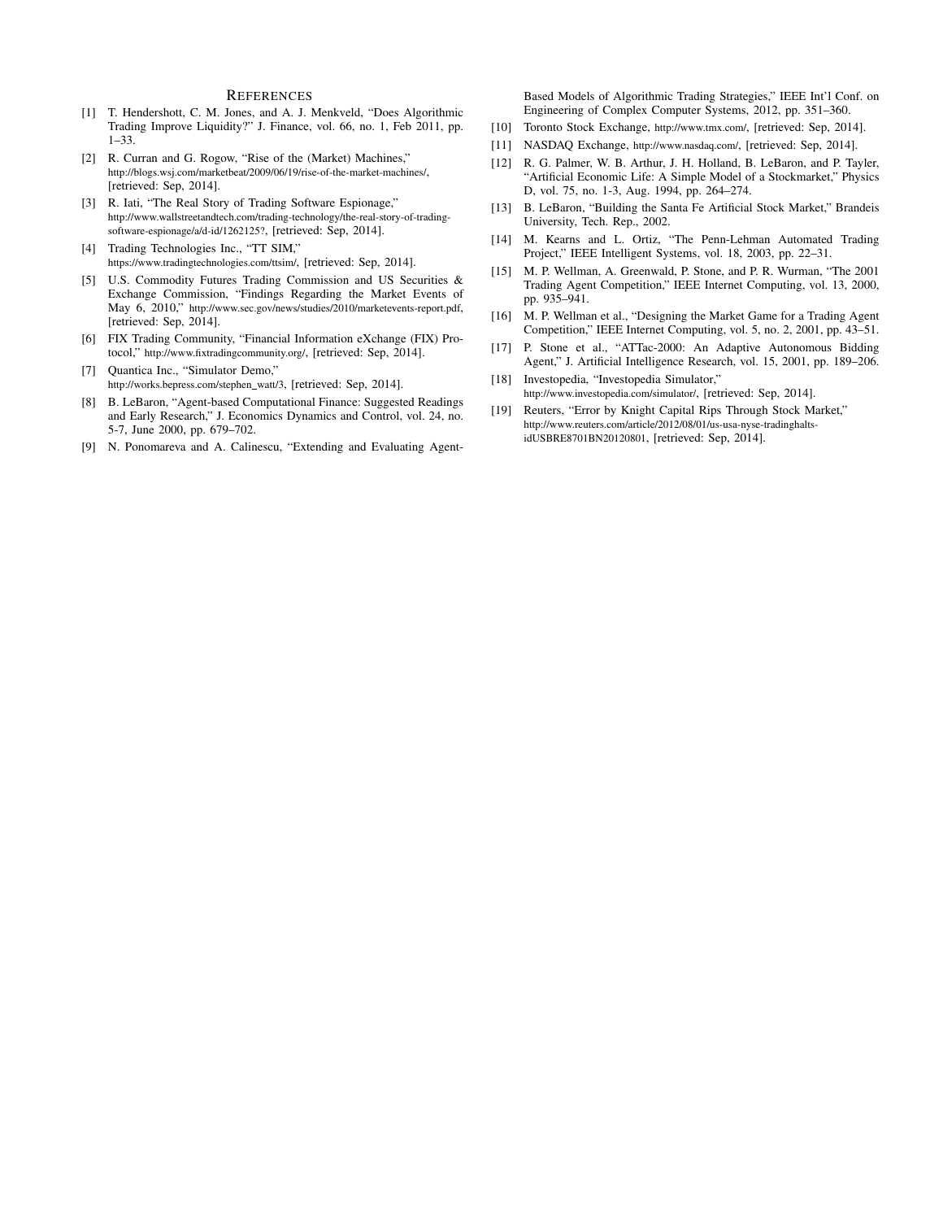## References

[1] T. Hendershott, C. M. Jones, and A. J. Menkveld, "Does Algorithmic Trading Improve Liquidity?" J. Finance, vol. 66, no. 1, Feb 2011, pp. 1–33.

[2] R. Curran and G. Rogow, "Rise of the (Market) Machines," http://blogs.wsj.com/marketbeat/2009/06/19/rise-of-the-market-machines/, [retrieved: Sep, 2014].

[3] R. Iati, "The Real Story of Trading Software Espionage," http://www.wallstreetandtech.com/trading-technology/the-real-story-of-trading-software-espionage/a/d-id/1262125?, [retrieved: Sep, 2014].

[4] Trading Technologies Inc., "TT SIM," https://www.tradingtechnologies.com/ttsim/, [retrieved: Sep, 2014].

[5] U.S. Commodity Futures Trading Commission and US Securities & Exchange Commission, "Findings Regarding the Market Events of May 6, 2010," http://www.sec.gov/news/studies/2010/marketevents-report.pdf, [retrieved: Sep, 2014].

[6] FIX Trading Community, "Financial Information eXchange (FIX) Protocol," http://www.fixtradingcommunity.org/, [retrieved: Sep, 2014].

[7] Quantica Inc., "Simulator Demo," http://works.bepress.com/stephen_watt/3, [retrieved: Sep, 2014].

[8] B. LeBaron, "Agent-based Computational Finance: Suggested Readings and Early Research," J. Economics Dynamics and Control, vol. 24, no. 5-7, June 2000, pp. 679–702.

[9] N. Ponomareva and A. Calinescu, "Extending and Evaluating Agent-Based Models of Algorithmic Trading Strategies," IEEE Int'l Conf. on Engineering of Complex Computer Systems, 2012, pp. 351–360.

[10] Toronto Stock Exchange, http://www.tmx.com/, [retrieved: Sep, 2014].

[11] NASDAQ Exchange, http://www.nasdaq.com/, [retrieved: Sep, 2014].

[12] R. G. Palmer, W. B. Arthur, J. H. Holland, B. LeBaron, and P. Tayler, "Artificial Economic Life: A Simple Model of a Stockmarket," Physics D, vol. 75, no. 1-3, Aug. 1994, pp. 264–274.

[13] B. LeBaron, "Building the Santa Fe Artificial Stock Market," Brandeis University, Tech. Rep., 2002.

[14] M. Kearns and L. Ortiz, "The Penn-Lehman Automated Trading Project," IEEE Intelligent Systems, vol. 18, 2003, pp. 22–31.

[15] M. P. Wellman, A. Greenwald, P. Stone, and P. R. Wurman, "The 2001 Trading Agent Competition," IEEE Internet Computing, vol. 13, 2000, pp. 935–941.

[16] M. P. Wellman et al., "Designing the Market Game for a Trading Agent Competition," IEEE Internet Computing, vol. 5, no. 2, 2001, pp. 43–51.

[17] P. Stone et al., "ATTac-2000: An Adaptive Autonomous Bidding Agent," J. Artificial Intelligence Research, vol. 15, 2001, pp. 189–206.

[18] Investopedia, "Investopedia Simulator," http://www.investopedia.com/simulator/, [retrieved: Sep, 2014].

[19] Reuters, "Error by Knight Capital Rips Through Stock Market," http://www.reuters.com/article/2012/08/01/us-usa-nyse-tradinghalts-idUSBRE8701BN20120801, [retrieved: Sep, 2014].